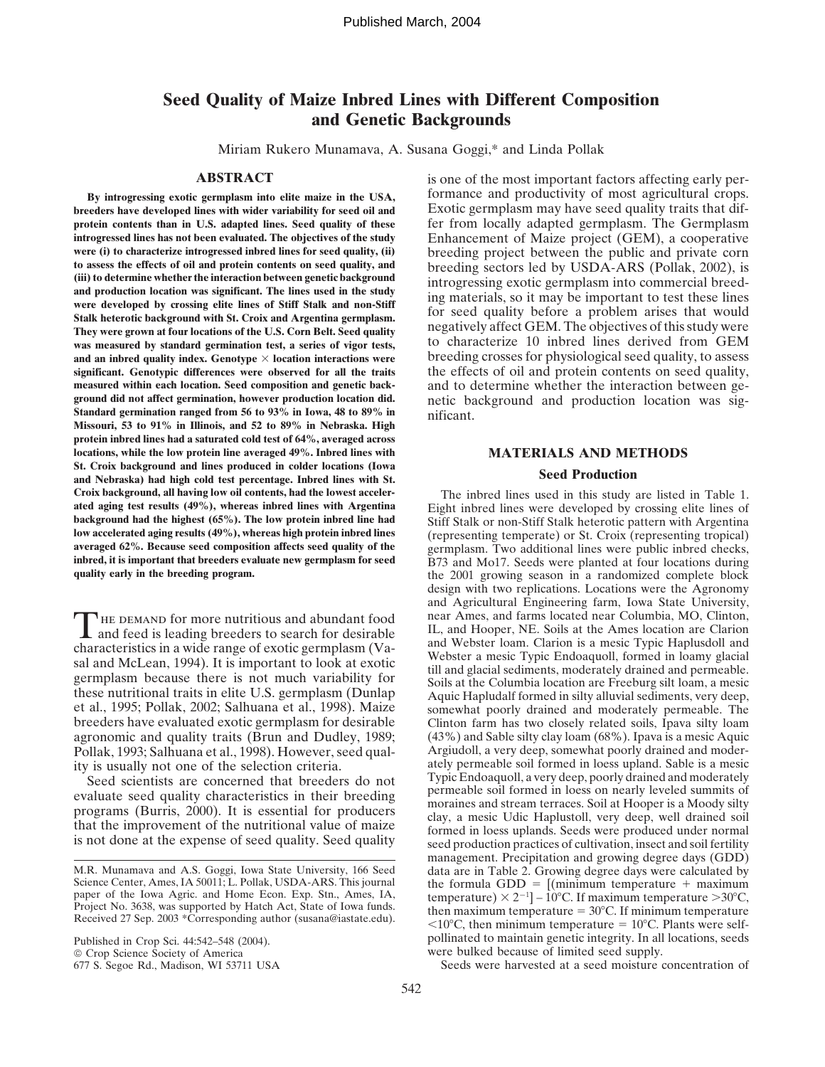Published March, 2004

# Seed Quality of Maize Inbred Lines with Different Composition and Genetic Backgrounds

Miriam Rukero Munamava, A. Susana Goggi,* and Linda Pollak

## ABSTRACT

**By introgressing exotic germplasm into elite maize in the USA, breeders have developed lines with wider variability for seed oil and protein contents than in U.S. adapted lines. Seed quality of these introgressed lines has not been evaluated. The objectives of the study were (i) to characterize introgressed inbred lines for seed quality, (ii) to assess the effects of oil and protein contents on seed quality, and (iii) to determine whether the interaction between genetic background and production location was significant. The lines used in the study were developed by crossing elite lines of Stiff Stalk and non-Stiff Stalk heterotic background with St. Croix and Argentina germplasm. They were grown at four locations of the U.S. Corn Belt. Seed quality was measured by standard germination test, a series of vigor tests, and an inbred quality index. Genotype × location interactions were significant. Genotypic differences were observed for all the traits measured within each location. Seed composition and genetic background did not affect germination, however production location did. Standard germination ranged from 56 to 93% in Iowa, 48 to 89% in Missouri, 53 to 91% in Illinois, and 52 to 89% in Nebraska. High protein inbred lines had a saturated cold test of 64%, averaged across locations, while the low protein line averaged 49%. Inbred lines with St. Croix background and lines produced in colder locations (Iowa and Nebraska) had high cold test percentage. Inbred lines with St. Croix background, all having low oil contents, had the lowest accelerated aging test results (49%), whereas inbred lines with Argentina background had the highest (65%). The low protein inbred line had low accelerated aging results (49%), whereas high protein inbred lines averaged 62%. Because seed composition affects seed quality of the inbred, it is important that breeders evaluate new germplasm for seed quality early in the breeding program.**

The demand for more nutritious and abundant food and feed is leading breeders to search for desirable characteristics in a wide range of exotic germplasm (Vasal and McLean, 1994). It is important to look at exotic germplasm because there is not much variability for these nutritional traits in elite U.S. germplasm (Dunlap et al., 1995; Pollak, 2002; Salhuana et al., 1998). Maize breeders have evaluated exotic germplasm for desirable agronomic and quality traits (Brun and Dudley, 1989; Pollak, 1993; Salhuana et al., 1998). However, seed quality is usually not one of the selection criteria.

Seed scientists are concerned that breeders do not evaluate seed quality characteristics in their breeding programs (Burris, 2000). It is essential for producers that the improvement of the nutritional value of maize is not done at the expense of seed quality. Seed quality is one of the most important factors affecting early performance and productivity of most agricultural crops. Exotic germplasm may have seed quality traits that differ from locally adapted germplasm. The Germplasm Enhancement of Maize project (GEM), a cooperative breeding project between the public and private corn breeding sectors led by USDA-ARS (Pollak, 2002), is introgressing exotic germplasm into commercial breeding materials, so it may be important to test these lines for seed quality before a problem arises that would negatively affect GEM. The objectives of this study were to characterize 10 inbred lines derived from GEM breeding crosses for physiological seed quality, to assess the effects of oil and protein contents on seed quality, and to determine whether the interaction between genetic background and production location was significant.

M.R. Munamava and A.S. Goggi, Iowa State University, 166 Seed Science Center, Ames, IA 50011; L. Pollak, USDA-ARS. This journal paper of the Iowa Agric. and Home Econ. Exp. Stn., Ames, IA, Project No. 3638, was supported by Hatch Act, State of Iowa funds. Received 27 Sep. 2003 *Corresponding author (susana@iastate.edu).

Published in Crop Sci. 44:542–548 (2004).
© Crop Science Society of America
677 S. Segoe Rd., Madison, WI 53711 USA

## MATERIALS AND METHODS

### Seed Production

The inbred lines used in this study are listed in Table 1. Eight inbred lines were developed by crossing elite lines of Stiff Stalk or non-Stiff Stalk heterotic pattern with Argentina (representing temperate) or St. Croix (representing tropical) germplasm. Two additional lines were public inbred checks, B73 and Mo17. Seeds were planted at four locations during the 2001 growing season in a randomized complete block design with two replications. Locations were the Agronomy and Agricultural Engineering farm, Iowa State University, near Ames, and farms located near Columbia, MO, Clinton, IL, and Hooper, NE. Soils at the Ames location are Clarion and Webster loam. Clarion is a mesic Typic Hapludsoll and Webster a mesic Typic Endoaquoll, formed in loamy glacial till and glacial sediments, moderately drained and permeable. Soils at the Columbia location are Freeburg silt loam, a mesic Aquic Hapludalf formed in silty alluvial sediments, very deep, somewhat poorly drained and moderately permeable. The Clinton farm has two closely related soils, Ipava silty loam (43%) and Sable silty clay loam (68%). Ipava is a mesic Aquic Argiudoll, a very deep, somewhat poorly drained and moderately permeable soil formed in loess upland. Sable is a mesic Typic Endoaquoll, a very deep, poorly drained and moderately permeable soil formed in loess on nearly leveled summits of moraines and stream terraces. Soil at Hooper is a Moody silty clay, a mesic Udic Haplustoll, very deep, well drained soil formed in loess uplands. Seeds were produced under normal seed production practices of cultivation, insect and soil fertility management. Precipitation and growing degree days (GDD) data are in Table 2. Growing degree days were calculated by the formula GDD = [(minimum temperature + maximum temperature) $\times 2^{-1}$] – 10°C. If maximum temperature >30°C, then maximum temperature = 30°C. If minimum temperature <10°C, then minimum temperature = 10°C. Plants were self-pollinated to maintain genetic integrity. In all locations, seeds were bulked because of limited seed supply.

Seeds were harvested at a seed moisture concentration of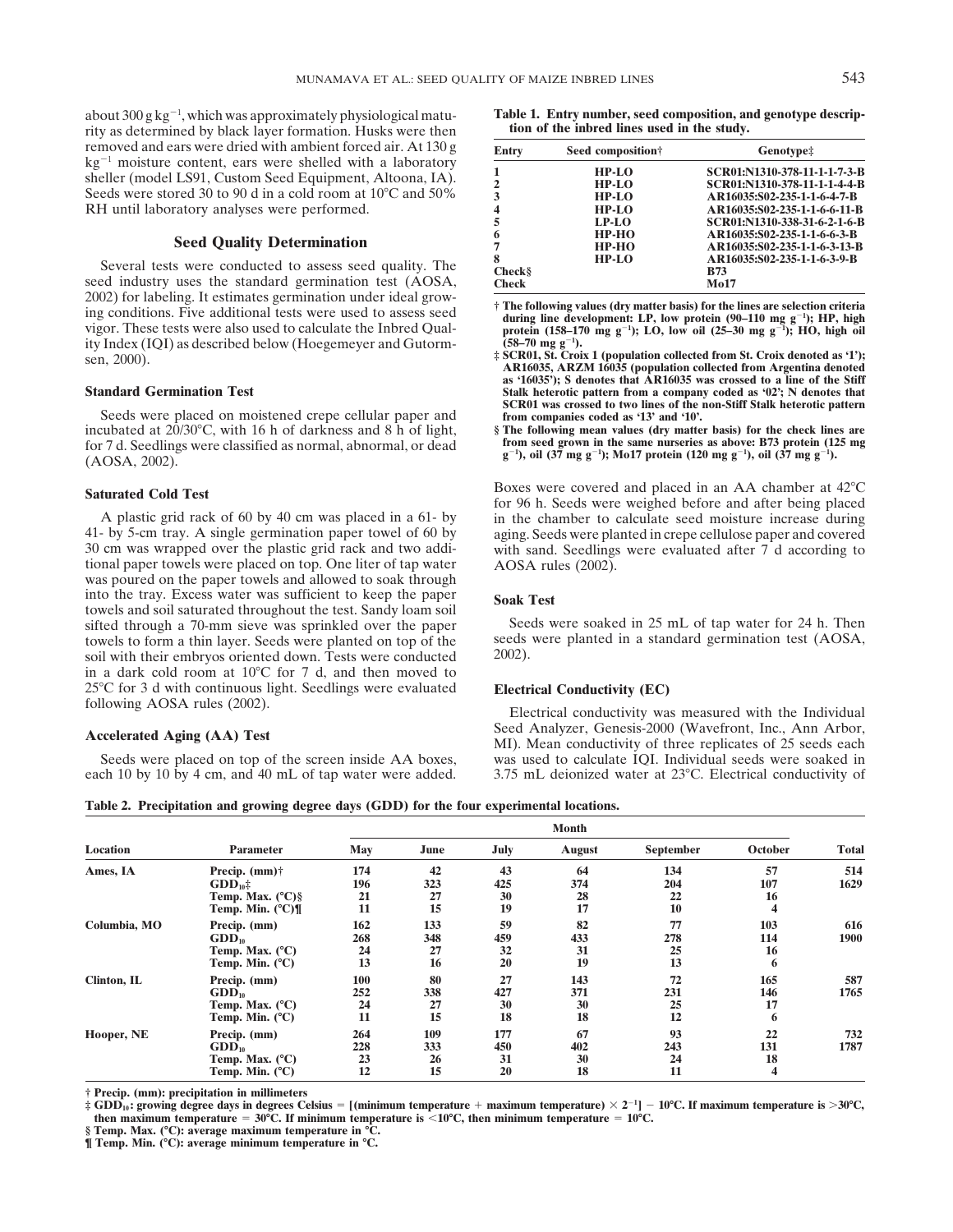about 300 g kg$^{-1}$, which was approximately physiological maturity as determined by black layer formation. Husks were then removed and ears were dried with ambient forced air. At 130 g kg$^{-1}$ moisture content, ears were shelled with a laboratory sheller (model LS91, Custom Seed Equipment, Altoona, IA). Seeds were stored 30 to 90 d in a cold room at 10°C and 50% RH until laboratory analyses were performed.

## Seed Quality Determination

Several tests were conducted to assess seed quality. The seed industry uses the standard germination test (AOSA, 2002) for labeling. It estimates germination under ideal growing conditions. Five additional tests were used to assess seed vigor. These tests were also used to calculate the Inbred Quality Index (IQI) as described below (Hoegemeyer and Gutormsen, 2000).

### Standard Germination Test

Seeds were placed on moistened crepe cellular paper and incubated at 20/30°C, with 16 h of darkness and 8 h of light, for 7 d. Seedlings were classified as normal, abnormal, or dead (AOSA, 2002).

### Saturated Cold Test

A plastic grid rack of 60 by 40 cm was placed in a 61- by 41- by 5-cm tray. A single germination paper towel of 60 by 30 cm was wrapped over the plastic grid rack and two additional paper towels were placed on top. One liter of tap water was poured on the paper towels and allowed to soak through into the tray. Excess water was sufficient to keep the paper towels and soil saturated throughout the test. Sandy loam soil sifted through a 70-mm sieve was sprinkled over the paper towels to form a thin layer. Seeds were planted on top of the soil with their embryos oriented down. Tests were conducted in a dark cold room at 10°C for 7 d, and then moved to 25°C for 3 d with continuous light. Seedlings were evaluated following AOSA rules (2002).

### Accelerated Aging (AA) Test

Seeds were placed on top of the screen inside AA boxes, each 10 by 10 by 4 cm, and 40 mL of tap water were added. Boxes were covered and placed in an AA chamber at 42°C for 96 h. Seeds were weighed before and after being placed in the chamber to calculate seed moisture increase during aging. Seeds were planted in crepe cellulose paper and covered with sand. Seedlings were evaluated after 7 d according to AOSA rules (2002).

### Soak Test

Seeds were soaked in 25 mL of tap water for 24 h. Then seeds were planted in a standard germination test (AOSA, 2002).

### Electrical Conductivity (EC)

Electrical conductivity was measured with the Individual Seed Analyzer, Genesis-2000 (Wavefront, Inc., Ann Arbor, MI). Mean conductivity of three replicates of 25 seeds each was used to calculate IQI. Individual seeds were soaked in 3.75 mL deionized water at 23°C. Electrical conductivity of

**Table 1. Entry number, seed composition, and genotype description of the inbred lines used in the study.**

| Entry | Seed composition† | Genotype‡ |
|---|---|---|
| 1 | HP-LO | SCR01:N1310-378-11-1-7-3-B |
| 2 | HP-LO | SCR01:N1310-378-11-1-4-4-B |
| 3 | HP-LO | AR16035:S02-235-1-1-6-4-7-B |
| 4 | HP-LO | AR16035:S02-235-1-1-6-6-11-B |
| 5 | LP-LO | SCR01:N1310-338-31-6-2-1-6-B |
| 6 | HP-HO | AR16035:S02-235-1-1-6-6-3-B |
| 7 | HP-HO | AR16035:S02-235-1-1-6-3-13-B |
| 8 | HP-LO | AR16035:S02-235-1-1-6-3-9-B |
| Check§ | | B73 |
| Check | | Mo17 |

† The following values (dry matter basis) for the lines are selection criteria during line development: LP, low protein (90–110 mg g$^{-1}$); HP, high protein (158–170 mg g$^{-1}$); LO, low oil (25–30 mg g$^{-1}$); HO, high oil (58–70 mg g$^{-1}$).

‡ SCR01, St. Croix 1 (population collected from St. Croix denoted as '1'); AR16035, ARZM 16035 (population collected from Argentina denoted as '16035'); S denotes that AR16035 was crossed to a line of the Stiff Stalk heterotic pattern from a company coded as '02'; N denotes that SCR01 was crossed to two lines of the non-Stiff Stalk heterotic pattern from companies coded as '13' and '10'.

§ The following mean values (dry matter basis) for the check lines are from seed grown in the same nurseries as above: B73 protein (125 mg g$^{-1}$), oil (37 mg g$^{-1}$); Mo17 protein (120 mg g$^{-1}$), oil (37 mg g$^{-1}$).

**Table 2. Precipitation and growing degree days (GDD) for the four experimental locations.**

| Location | Parameter | May | June | July | August | September | October | Total |
|---|---|---|---|---|---|---|---|---|
| Ames, IA | Precip. (mm)† | 174 | 42 | 43 | 64 | 134 | 57 | 514 |
| | $GDD_{10}$‡ | 196 | 323 | 425 | 374 | 204 | 107 | 1629 |
| | Temp. Max. (°C)§ | 21 | 27 | 30 | 28 | 22 | 16 | |
| | Temp. Min. (°C)¶ | 11 | 15 | 19 | 17 | 10 | 4 | |
| Columbia, MO | Precip. (mm) | 162 | 133 | 59 | 82 | 77 | 103 | 616 |
| | $GDD_{10}$ | 268 | 348 | 459 | 433 | 278 | 114 | 1900 |
| | Temp. Max. (°C) | 24 | 27 | 32 | 31 | 25 | 16 | |
| | Temp. Min. (°C) | 13 | 16 | 20 | 19 | 13 | 6 | |
| Clinton, IL | Precip. (mm) | 100 | 80 | 27 | 143 | 72 | 165 | 587 |
| | $GDD_{10}$ | 252 | 338 | 427 | 371 | 231 | 146 | 1765 |
| | Temp. Max. (°C) | 24 | 27 | 30 | 30 | 25 | 17 | |
| | Temp. Min. (°C) | 11 | 15 | 18 | 18 | 12 | 6 | |
| Hooper, NE | Precip. (mm) | 264 | 109 | 177 | 67 | 93 | 22 | 732 |
| | $GDD_{10}$ | 228 | 333 | 450 | 402 | 243 | 131 | 1787 |
| | Temp. Max. (°C) | 23 | 26 | 31 | 30 | 24 | 18 | |
| | Temp. Min. (°C) | 12 | 15 | 20 | 18 | 11 | 4 | |

† Precip. (mm): precipitation in millimeters

‡ $GDD_{10}$: growing degree days in degrees Celsius = [(minimum temperature + maximum temperature) × $2^{-1}$] − 10°C. If maximum temperature is >30°C, then maximum temperature = 30°C. If minimum temperature is <10°C, then minimum temperature = 10°C.

§ Temp. Max. (°C): average maximum temperature in °C.

¶ Temp. Min. (°C): average minimum temperature in °C.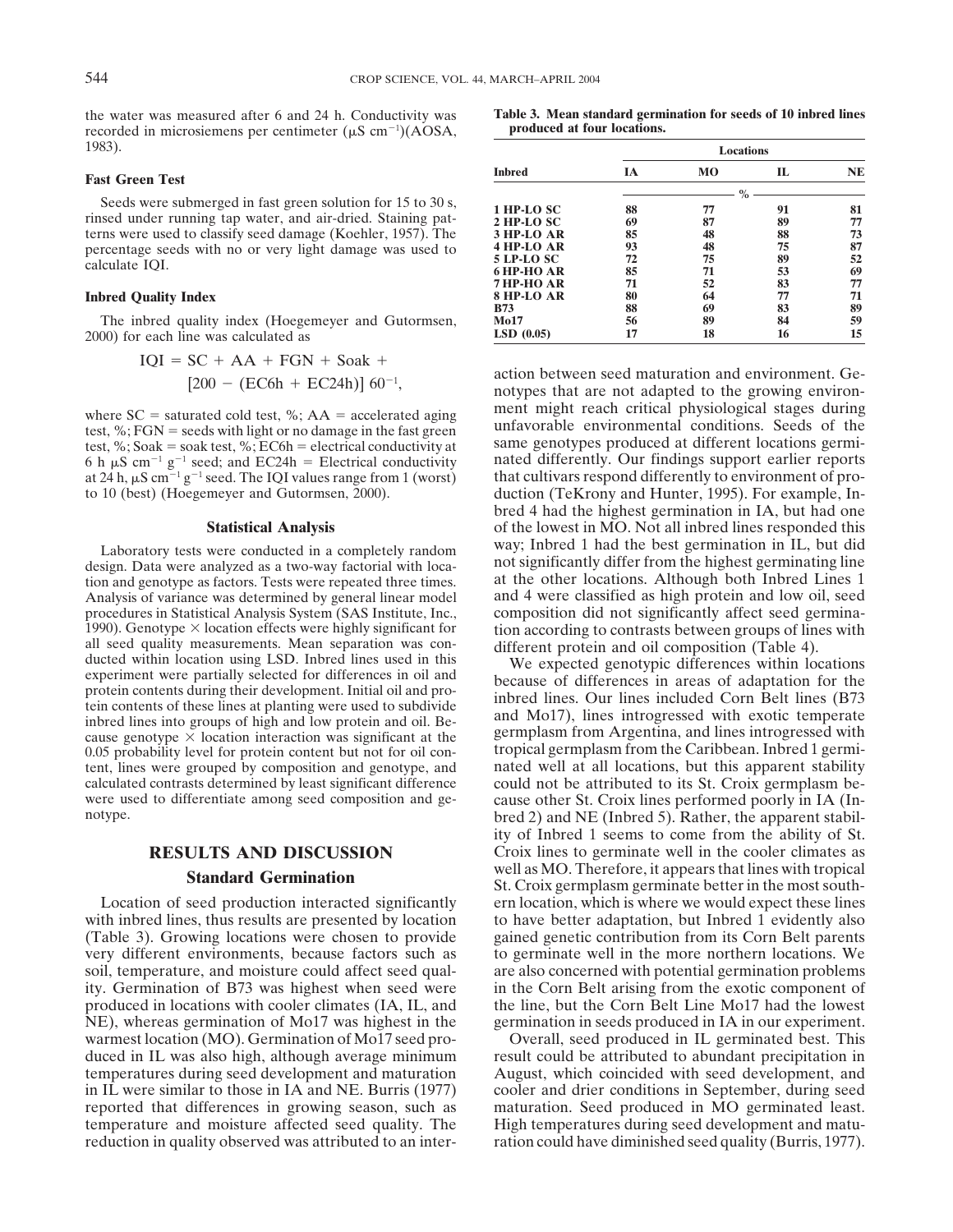the water was measured after 6 and 24 h. Conductivity was recorded in microsiemens per centimeter ($\mu S\ cm^{-1}$)(AOSA, 1983).

### Fast Green Test

Seeds were submerged in fast green solution for 15 to 30 s, rinsed under running tap water, and air-dried. Staining patterns were used to classify seed damage (Koehler, 1957). The percentage seeds with no or very light damage was used to calculate IQI.

### Inbred Quality Index

The inbred quality index (Hoegemeyer and Gutormsen, 2000) for each line was calculated as

$$IQI = SC + AA + FGN + Soak + [200 - (EC6h + EC24h)]\ 60^{-1},$$

where SC = saturated cold test, %; AA = accelerated aging test, %; FGN = seeds with light or no damage in the fast green test, %; Soak = soak test, %; EC6h = electrical conductivity at 6 h $\mu S\ cm^{-1}\ g^{-1}$ seed; and EC24h = Electrical conductivity at 24 h, $\mu S\ cm^{-1}\ g^{-1}$ seed. The IQI values range from 1 (worst) to 10 (best) (Hoegemeyer and Gutormsen, 2000).

### Statistical Analysis

Laboratory tests were conducted in a completely random design. Data were analyzed as a two-way factorial with location and genotype as factors. Tests were repeated three times. Analysis of variance was determined by general linear model procedures in Statistical Analysis System (SAS Institute, Inc., 1990). Genotype × location effects were highly significant for all seed quality measurements. Mean separation was conducted within location using LSD. Inbred lines used in this experiment were partially selected for differences in oil and protein contents during their development. Initial oil and protein contents of these lines at planting were used to subdivide inbred lines into groups of high and low protein and oil. Because genotype × location interaction was significant at the 0.05 probability level for protein content but not for oil content, lines were grouped by composition and genotype, and calculated contrasts determined by least significant difference were used to differentiate among seed composition and genotype.

## RESULTS AND DISCUSSION

### Standard Germination

Location of seed production interacted significantly with inbred lines, thus results are presented by location (Table 3). Growing locations were chosen to provide very different environments, because factors such as soil, temperature, and moisture could affect seed quality. Germination of B73 was highest when seed were produced in locations with cooler climates (IA, IL, and NE), whereas germination of Mo17 was highest in the warmest location (MO). Germination of Mo17 seed produced in IL was also high, although average minimum temperatures during seed development and maturation in IL were similar to those in IA and NE. Burris (1977) reported that differences in growing season, such as temperature and moisture affected seed quality. The reduction in quality observed was attributed to an interaction between seed maturation and environment. Genotypes that are not adapted to the growing environment might reach critical physiological stages during unfavorable environmental conditions. Seeds of the same genotypes produced at different locations germinated differently. Our findings support earlier reports that cultivars respond differently to environment of production (TeKrony and Hunter, 1995). For example, Inbred 4 had the highest germination in IA, but had one of the lowest in MO. Not all inbred lines responded this way; Inbred 1 had the best germination in IL, but did not significantly differ from the highest germinating line at the other locations. Although both Inbred Lines 1 and 4 were classified as high protein and low oil, seed composition did not significantly affect seed germination according to contrasts between groups of lines with different protein and oil composition (Table 4).

**Table 3. Mean standard germination for seeds of 10 inbred lines produced at four locations.**

| Inbred | IA | MO | IL | NE |
|---|---|---|---|---|
| | | % | | |
| 1 HP-LO SC | 88 | 77 | 91 | 81 |
| 2 HP-LO SC | 69 | 87 | 89 | 77 |
| 3 HP-LO AR | 85 | 48 | 88 | 73 |
| 4 HP-LO AR | 93 | 48 | 75 | 87 |
| 5 LP-LO SC | 72 | 75 | 89 | 52 |
| 6 HP-HO AR | 85 | 71 | 53 | 69 |
| 7 HP-HO AR | 71 | 52 | 83 | 77 |
| 8 HP-LO AR | 80 | 64 | 77 | 71 |
| B73 | 88 | 69 | 83 | 89 |
| Mo17 | 56 | 89 | 84 | 59 |
| LSD (0.05) | 17 | 18 | 16 | 15 |

We expected genotypic differences within locations because of differences in areas of adaptation for the inbred lines. Our lines included Corn Belt lines (B73 and Mo17), lines introgressed with exotic temperate germplasm from Argentina, and lines introgressed with tropical germplasm from the Caribbean. Inbred 1 germinated well at all locations, but this apparent stability could not be attributed to its St. Croix germplasm because other St. Croix lines performed poorly in IA (Inbred 2) and NE (Inbred 5). Rather, the apparent stability of Inbred 1 seems to come from the ability of St. Croix lines to germinate well in the cooler climates as well as MO. Therefore, it appears that lines with tropical St. Croix germplasm germinate better in the most southern location, which is where we would expect these lines to have better adaptation, but Inbred 1 evidently also gained genetic contribution from its Corn Belt parents to germinate well in the more northern locations. We are also concerned with potential germination problems in the Corn Belt arising from the exotic component of the line, but the Corn Belt Line Mo17 had the lowest germination in seeds produced in IA in our experiment.

Overall, seed produced in IL germinated best. This result could be attributed to abundant precipitation in August, which coincided with seed development, and cooler and drier conditions in September, during seed maturation. Seed produced in MO germinated least. High temperatures during seed development and maturation could have diminished seed quality (Burris, 1977).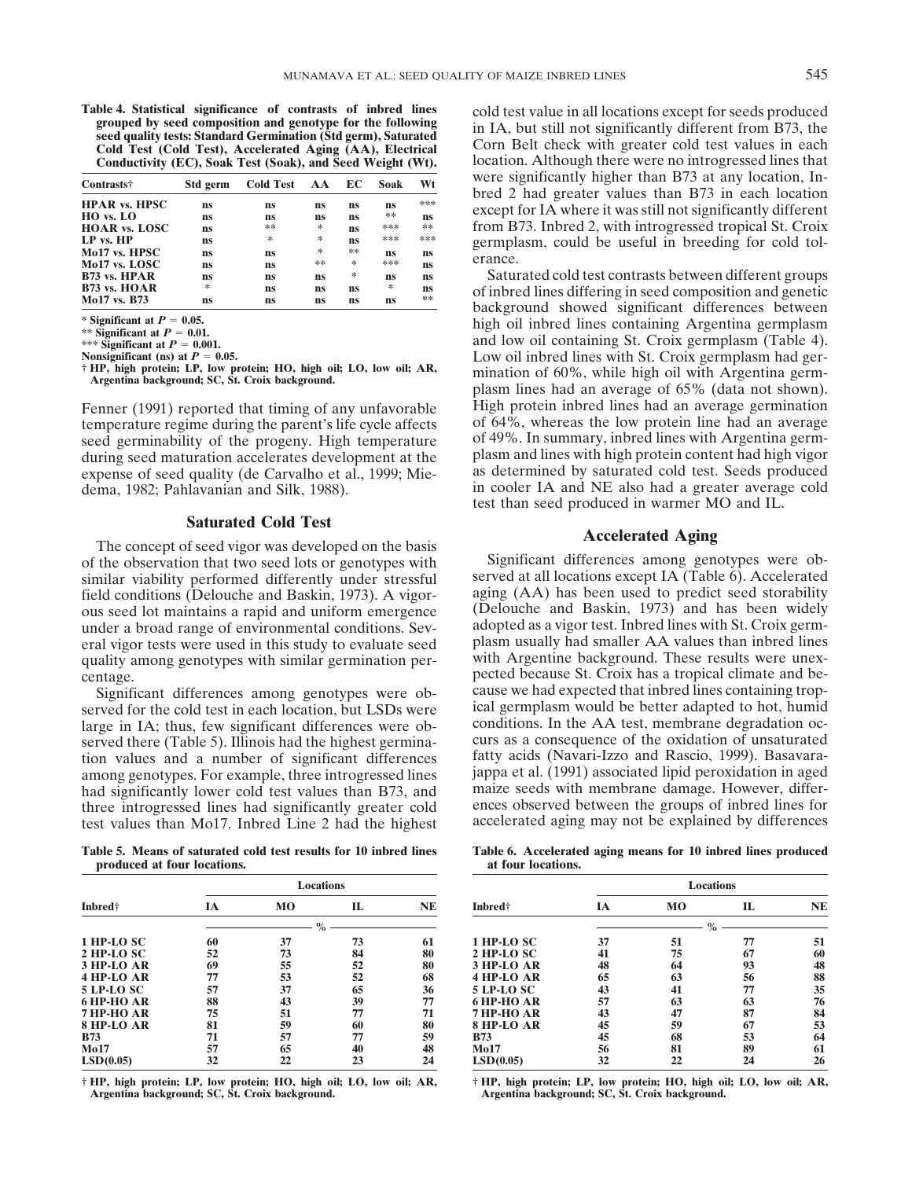**Table 4. Statistical significance of contrasts of inbred lines grouped by seed composition and genotype for the following seed quality tests: Standard Germination (Std germ), Saturated Cold Test (Cold Test), Accelerated Aging (AA), Electrical Conductivity (EC), Soak Test (Soak), and Seed Weight (Wt).**

| Contrasts† | Std germ | Cold Test | AA | EC | Soak | Wt |
|---|---|---|---|---|---|---|
| HPAR vs. HPSC | ns | ns | ns | ns | ns | *** |
| HO vs. LO | ns | ns | ns | ns | ** | ns |
| HOAR vs. LOSC | ns | ** | * | ns | *** | ** |
| LP vs. HP | ns | * | * | ns | *** | *** |
| Mo17 vs. HPSC | ns | ns | * | ** | ns | ns |
| Mo17 vs. LOSC | ns | ns | ** | * | *** | ns |
| B73 vs. HPAR | ns | ns | ns | * | ns | ns |
| B73 vs. HOAR | * | ns | ns | ns | * | ns |
| Mo17 vs. B73 | ns | ns | ns | ns | ns | ** |

\* Significant at $P = 0.05$.
\** Significant at $P = 0.01$.
\*** Significant at $P = 0.001$.
Nonsignificant (ns) at $P = 0.05$.
† HP, high protein; LP, low protein; HO, high oil; LO, low oil; AR, Argentina background; SC, St. Croix background.

Fenner (1991) reported that timing of any unfavorable temperature regime during the parent's life cycle affects seed germinability of the progeny. High temperature during seed maturation accelerates development at the expense of seed quality (de Carvalho et al., 1999; Miedema, 1982; Pahlavanian and Silk, 1988).

## Saturated Cold Test

The concept of seed vigor was developed on the basis of the observation that two seed lots or genotypes with similar viability performed differently under stressful field conditions (Delouche and Baskin, 1973). A vigorous seed lot maintains a rapid and uniform emergence under a broad range of environmental conditions. Several vigor tests were used in this study to evaluate seed quality among genotypes with similar germination percentage.

Significant differences among genotypes were observed for the cold test in each location, but LSDs were large in IA; thus, few significant differences were observed there (Table 5). Illinois had the highest germination values and a number of significant differences among genotypes. For example, three introgressed lines had significantly lower cold test values than B73, and three introgressed lines had significantly greater cold test values than Mo17. Inbred Line 2 had the highest cold test value in all locations except for seeds produced in IA, but still not significantly different from B73, the Corn Belt check with greater cold test values in each location. Although there were no introgressed lines that were significantly higher than B73 at any location, Inbred 2 had greater values than B73 in each location except for IA where it was still not significantly different from B73. Inbred 2, with introgressed tropical St. Croix germplasm, could be useful in breeding for cold tolerance.

Saturated cold test contrasts between different groups of inbred lines differing in seed composition and genetic background showed significant differences between high oil inbred lines containing Argentina germplasm and low oil containing St. Croix germplasm (Table 4). Low oil inbred lines with St. Croix germplasm had germination of 60%, while high oil with Argentina germplasm lines had an average of 65% (data not shown). High protein inbred lines had an average germination of 64%, whereas the low protein line had an average of 49%. In summary, inbred lines with Argentina germplasm and lines with high protein content had high vigor as determined by saturated cold test. Seeds produced in cooler IA and NE also had a greater average cold test than seed produced in warmer MO and IL.

## Accelerated Aging

Significant differences among genotypes were observed at all locations except IA (Table 6). Accelerated aging (AA) has been used to predict seed storability (Delouche and Baskin, 1973) and has been widely adopted as a vigor test. Inbred lines with St. Croix germplasm usually had smaller AA values than inbred lines with Argentine background. These results were unexpected because St. Croix has a tropical climate and because we had expected that inbred lines containing tropical germplasm would be better adapted to hot, humid conditions. In the AA test, membrane degradation occurs as a consequence of the oxidation of unsaturated fatty acids (Navari-Izzo and Rascio, 1999). Basavarajappa et al. (1991) associated lipid peroxidation in aged maize seeds with membrane damage. However, differences observed between the groups of inbred lines for accelerated aging may not be explained by differences

**Table 5. Means of saturated cold test results for 10 inbred lines produced at four locations.**

| Inbred† | IA | MO | IL | NE |
|---|---|---|---|---|
| | % | | | |
| 1 HP-LO SC | 60 | 37 | 73 | 61 |
| 2 HP-LO SC | 52 | 73 | 84 | 80 |
| 3 HP-LO AR | 69 | 55 | 52 | 80 |
| 4 HP-LO AR | 77 | 53 | 52 | 68 |
| 5 LP-LO SC | 57 | 37 | 65 | 36 |
| 6 HP-HO AR | 88 | 43 | 39 | 77 |
| 7 HP-HO AR | 75 | 51 | 77 | 71 |
| 8 HP-LO AR | 81 | 59 | 60 | 80 |
| B73 | 71 | 57 | 77 | 59 |
| Mo17 | 57 | 65 | 40 | 48 |
| LSD(0.05) | 32 | 22 | 23 | 24 |

† HP, high protein; LP, low protein; HO, high oil; LO, low oil; AR, Argentina background; SC, St. Croix background.

**Table 6. Accelerated aging means for 10 inbred lines produced at four locations.**

| Inbred† | IA | MO | IL | NE |
|---|---|---|---|---|
| | % | | | |
| 1 HP-LO SC | 37 | 51 | 77 | 51 |
| 2 HP-LO SC | 41 | 75 | 67 | 60 |
| 3 HP-LO AR | 48 | 64 | 93 | 48 |
| 4 HP-LO AR | 65 | 63 | 56 | 88 |
| 5 LP-LO SC | 43 | 41 | 77 | 35 |
| 6 HP-HO AR | 57 | 63 | 63 | 76 |
| 7 HP-HO AR | 43 | 47 | 87 | 84 |
| 8 HP-LO AR | 45 | 59 | 67 | 53 |
| B73 | 45 | 68 | 53 | 64 |
| Mo17 | 56 | 81 | 89 | 61 |
| LSD(0.05) | 32 | 22 | 24 | 26 |

† HP, high protein; LP, low protein; HO, high oil; LO, low oil; AR, Argentina background; SC, St. Croix background.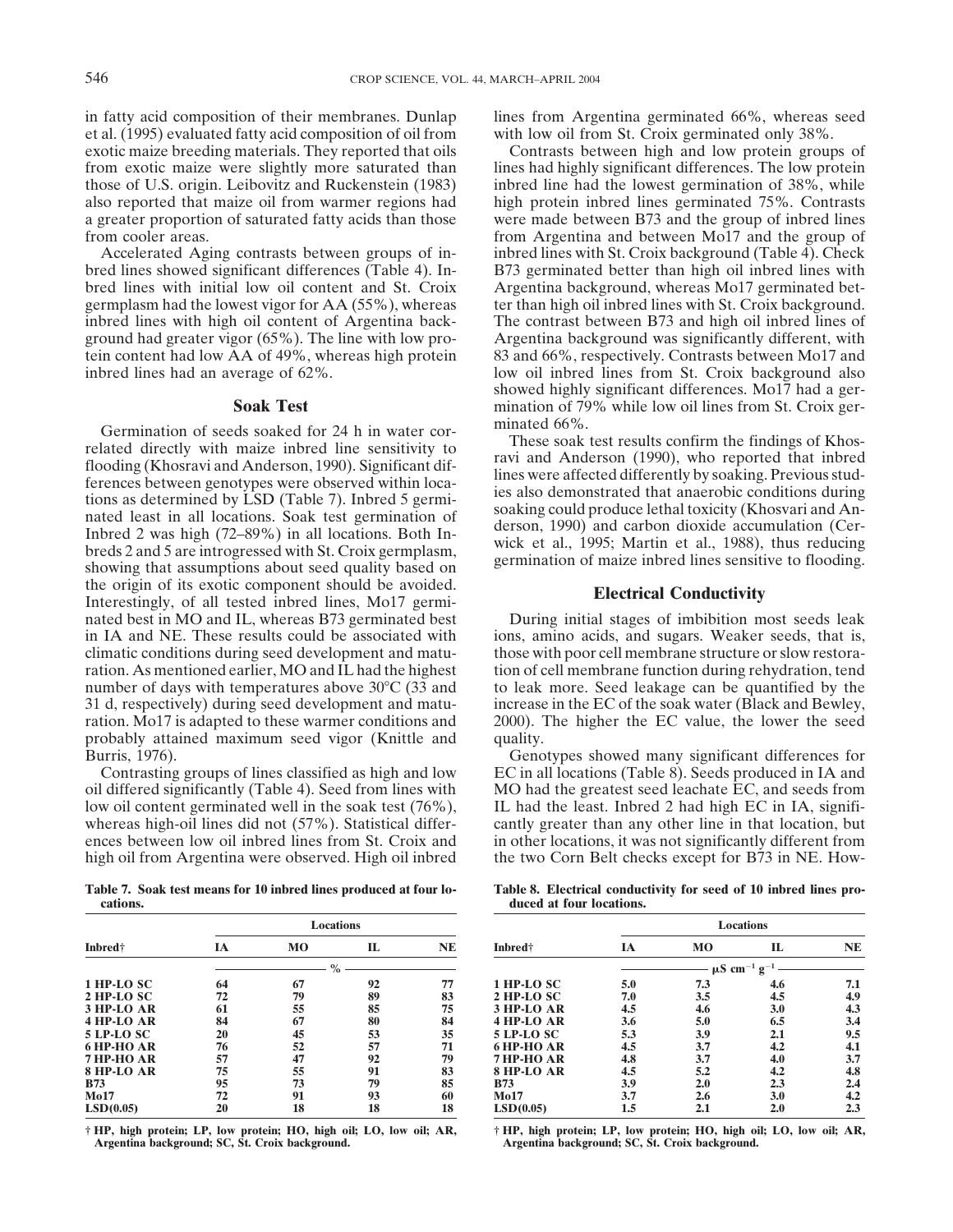in fatty acid composition of their membranes. Dunlap et al. (1995) evaluated fatty acid composition of oil from exotic maize breeding materials. They reported that oils from exotic maize were slightly more saturated than those of U.S. origin. Leibovitz and Ruckenstein (1983) also reported that maize oil from warmer regions had a greater proportion of saturated fatty acids than those from cooler areas.

Accelerated Aging contrasts between groups of inbred lines showed significant differences (Table 4). Inbred lines with initial low oil content and St. Croix germplasm had the lowest vigor for AA (55%), whereas inbred lines with high oil content of Argentina background had greater vigor (65%). The line with low protein content had low AA of 49%, whereas high protein inbred lines had an average of 62%.

## Soak Test

Germination of seeds soaked for 24 h in water correlated directly with maize inbred line sensitivity to flooding (Khosravi and Anderson, 1990). Significant differences between genotypes were observed within locations as determined by LSD (Table 7). Inbred 5 germinated least in all locations. Soak test germination of Inbred 2 was high (72–89%) in all locations. Both Inbreds 2 and 5 are introgressed with St. Croix germplasm, showing that assumptions about seed quality based on the origin of its exotic component should be avoided. Interestingly, of all tested inbred lines, Mo17 germinated best in MO and IL, whereas B73 germinated best in IA and NE. These results could be associated with climatic conditions during seed development and maturation. As mentioned earlier, MO and IL had the highest number of days with temperatures above 30°C (33 and 31 d, respectively) during seed development and maturation. Mo17 is adapted to these warmer conditions and probably attained maximum seed vigor (Knittle and Burris, 1976).

Contrasting groups of lines classified as high and low oil differed significantly (Table 4). Seed from lines with low oil content germinated well in the soak test (76%), whereas high-oil lines did not (57%). Statistical differences between low oil inbred lines from St. Croix and high oil from Argentina were observed. High oil inbred lines from Argentina germinated 66%, whereas seed with low oil from St. Croix germinated only 38%.

Contrasts between high and low protein groups of lines had highly significant differences. The low protein inbred line had the lowest germination of 38%, while high protein inbred lines germinated 75%. Contrasts were made between B73 and the group of inbred lines from Argentina and between Mo17 and the group of inbred lines with St. Croix background (Table 4). Check B73 germinated better than high oil inbred lines with Argentina background, whereas Mo17 germinated better than high oil inbred lines with St. Croix background. The contrast between B73 and high oil inbred lines of Argentina background was significantly different, with 83 and 66%, respectively. Contrasts between Mo17 and low oil inbred lines from St. Croix background also showed highly significant differences. Mo17 had a germination of 79% while low oil lines from St. Croix germinated 66%.

These soak test results confirm the findings of Khosravi and Anderson (1990), who reported that inbred lines were affected differently by soaking. Previous studies also demonstrated that anaerobic conditions during soaking could produce lethal toxicity (Khosvari and Anderson, 1990) and carbon dioxide accumulation (Cerwick et al., 1995; Martin et al., 1988), thus reducing germination of maize inbred lines sensitive to flooding.

## Electrical Conductivity

During initial stages of imbibition most seeds leak ions, amino acids, and sugars. Weaker seeds, that is, those with poor cell membrane structure or slow restoration of cell membrane function during rehydration, tend to leak more. Seed leakage can be quantified by the increase in the EC of the soak water (Black and Bewley, 2000). The higher the EC value, the lower the seed quality.

Genotypes showed many significant differences for EC in all locations (Table 8). Seeds produced in IA and MO had the greatest seed leachate EC, and seeds from IL had the least. Inbred 2 had high EC in IA, significantly greater than any other line in that location, but in other locations, it was not significantly different from the two Corn Belt checks except for B73 in NE. How-

**Table 7. Soak test means for 10 inbred lines produced at four locations.**

| Inbred† | Locations | | | |
|---|---|---|---|---|
| | IA | MO | IL | NE |
| | % | | | |
| 1 HP-LO SC | 64 | 67 | 92 | 77 |
| 2 HP-LO SC | 72 | 79 | 89 | 83 |
| 3 HP-LO AR | 61 | 55 | 85 | 75 |
| 4 HP-LO AR | 84 | 67 | 80 | 84 |
| 5 LP-LO SC | 20 | 45 | 53 | 35 |
| 6 HP-HO AR | 76 | 52 | 57 | 71 |
| 7 HP-HO AR | 57 | 47 | 92 | 79 |
| 8 HP-LO AR | 75 | 55 | 91 | 83 |
| B73 | 95 | 73 | 79 | 85 |
| Mo17 | 72 | 91 | 93 | 60 |
| LSD(0.05) | 20 | 18 | 18 | 18 |

† HP, high protein; LP, low protein; HO, high oil; LO, low oil; AR, Argentina background; SC, St. Croix background.

**Table 8. Electrical conductivity for seed of 10 inbred lines produced at four locations.**

| Inbred† | Locations | | | |
|---|---|---|---|---|
| | IA | MO | IL | NE |
| | $\mu S\ cm^{-1}\ g^{-1}$ | | | |
| 1 HP-LO SC | 5.0 | 7.3 | 4.6 | 7.1 |
| 2 HP-LO SC | 7.0 | 3.5 | 4.5 | 4.9 |
| 3 HP-LO AR | 4.5 | 4.6 | 3.0 | 4.3 |
| 4 HP-LO AR | 3.6 | 5.0 | 6.5 | 3.4 |
| 5 LP-LO SC | 5.3 | 3.9 | 2.1 | 9.5 |
| 6 HP-HO AR | 4.5 | 3.7 | 4.2 | 4.1 |
| 7 HP-HO AR | 4.8 | 3.7 | 4.0 | 3.7 |
| 8 HP-LO AR | 4.5 | 5.2 | 4.2 | 4.8 |
| B73 | 3.9 | 2.0 | 2.3 | 2.4 |
| Mo17 | 3.7 | 2.6 | 3.0 | 4.2 |
| LSD(0.05) | 1.5 | 2.1 | 2.0 | 2.3 |

† HP, high protein; LP, low protein; HO, high oil; LO, low oil; AR, Argentina background; SC, St. Croix background.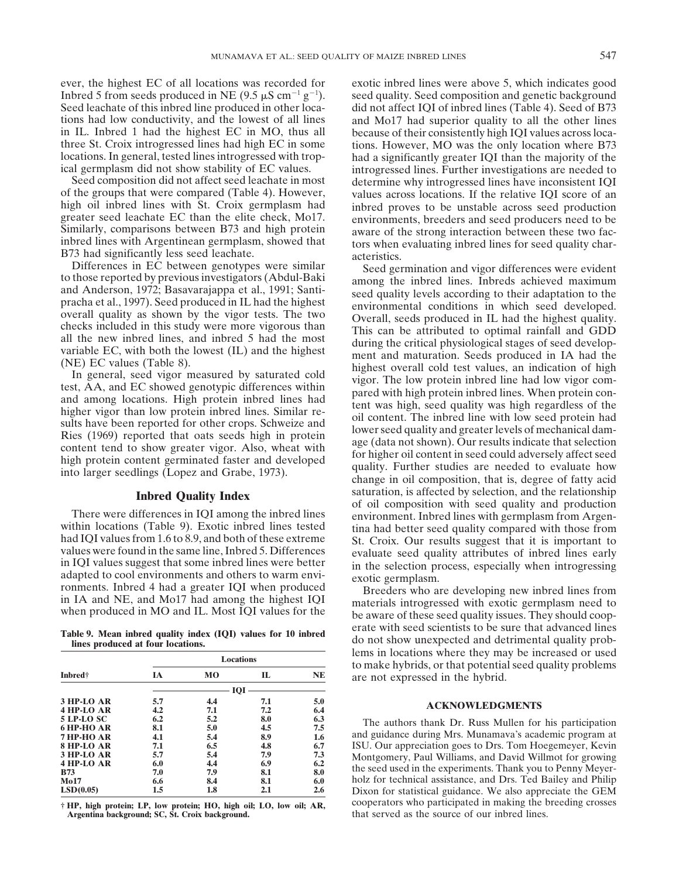ever, the highest EC of all locations was recorded for Inbred 5 from seeds produced in NE (9.5 μS $cm^{-1}$ $g^{-1}$). Seed leachate of this inbred line produced in other locations had low conductivity, and the lowest of all lines in IL. Inbred 1 had the highest EC in MO, thus all three St. Croix introgressed lines had high EC in some locations. In general, tested lines introgressed with tropical germplasm did not show stability of EC values.

Seed composition did not affect seed leachate in most of the groups that were compared (Table 4). However, high oil inbred lines with St. Croix germplasm had greater seed leachate EC than the elite check, Mo17. Similarly, comparisons between B73 and high protein inbred lines with Argentinean germplasm, showed that B73 had significantly less seed leachate.

Differences in EC between genotypes were similar to those reported by previous investigators (Abdul-Baki and Anderson, 1972; Basavarajappa et al., 1991; Santipracha et al., 1997). Seed produced in IL had the highest overall quality as shown by the vigor tests. The two checks included in this study were more vigorous than all the new inbred lines, and inbred 5 had the most variable EC, with both the lowest (IL) and the highest (NE) EC values (Table 8).

In general, seed vigor measured by saturated cold test, AA, and EC showed genotypic differences within and among locations. High protein inbred lines had higher vigor than low protein inbred lines. Similar results have been reported for other crops. Schweize and Ries (1969) reported that oats seeds high in protein content tend to show greater vigor. Also, wheat with high protein content germinated faster and developed into larger seedlings (Lopez and Grabe, 1973).

## Inbred Quality Index

There were differences in IQI among the inbred lines within locations (Table 9). Exotic inbred lines tested had IQI values from 1.6 to 8.9, and both of these extreme values were found in the same line, Inbred 5. Differences in IQI values suggest that some inbred lines were better adapted to cool environments and others to warm environments. Inbred 4 had a greater IQI when produced in IA and NE, and Mo17 had among the highest IQI when produced in MO and IL. Most IQI values for the exotic inbred lines were above 5, which indicates good seed quality. Seed composition and genetic background did not affect IQI of inbred lines (Table 4). Seed of B73 and Mo17 had superior quality to all the other lines because of their consistently high IQI values across locations. However, MO was the only location where B73 had a significantly greater IQI than the majority of the introgressed lines. Further investigations are needed to determine why introgressed lines have inconsistent IQI values across locations. If the relative IQI score of an inbred proves to be unstable across seed production environments, breeders and seed producers need to be aware of the strong interaction between these two factors when evaluating inbred lines for seed quality characteristics.

**Table 9. Mean inbred quality index (IQI) values for 10 inbred lines produced at four locations.**

| Inbred† | Locations | | | |
|---|---|---|---|---|
| | IA | MO | IL | NE |
| | IQI | | | |
| 3 HP-LO AR | 5.7 | 4.4 | 7.1 | 5.0 |
| 4 HP-LO AR | 4.2 | 7.1 | 7.2 | 6.4 |
| 5 LP-LO SC | 6.2 | 5.2 | 8.0 | 6.3 |
| 6 HP-HO AR | 8.1 | 5.0 | 4.5 | 7.5 |
| 7 HP-HO AR | 4.1 | 5.4 | 8.9 | 1.6 |
| 8 HP-LO AR | 7.1 | 6.5 | 4.8 | 6.7 |
| 3 HP-LO AR | 5.7 | 5.4 | 7.9 | 7.3 |
| 4 HP-LO AR | 6.0 | 4.4 | 6.9 | 6.2 |
| B73 | 7.0 | 7.9 | 8.1 | 8.0 |
| Mo17 | 6.6 | 8.4 | 8.1 | 6.0 |
| LSD(0.05) | 1.5 | 1.8 | 2.1 | 2.6 |

† HP, high protein; LP, low protein; HO, high oil; LO, low oil; AR, Argentina background; SC, St. Croix background.

Seed germination and vigor differences were evident among the inbred lines. Inbreds achieved maximum seed quality levels according to their adaptation to the environmental conditions in which seed developed. Overall, seeds produced in IL had the highest quality. This can be attributed to optimal rainfall and GDD during the critical physiological stages of seed development and maturation. Seeds produced in IA had the highest overall cold test values, an indication of high vigor. The low protein inbred line had low vigor compared with high protein inbred lines. When protein content was high, seed quality was high regardless of the oil content. The inbred line with low seed protein had lower seed quality and greater levels of mechanical damage (data not shown). Our results indicate that selection for higher oil content in seed could adversely affect seed quality. Further studies are needed to evaluate how change in oil composition, that is, degree of fatty acid saturation, is affected by selection, and the relationship of oil composition with seed quality and production environment. Inbred lines with germplasm from Argentina had better seed quality compared with those from St. Croix. Our results suggest that it is important to evaluate seed quality attributes of inbred lines early in the selection process, especially when introgressing exotic germplasm.

Breeders who are developing new inbred lines from materials introgressed with exotic germplasm need to be aware of these seed quality issues. They should cooperate with seed scientists to be sure that advanced lines do not show unexpected and detrimental quality problems in locations where they may be increased or used to make hybrids, or that potential seed quality problems are not expressed in the hybrid.

## ACKNOWLEDGMENTS

The authors thank Dr. Russ Mullen for his participation and guidance during Mrs. Munamava's academic program at ISU. Our appreciation goes to Drs. Tom Hoegemeyer, Kevin Montgomery, Paul Williams, and David Willmot for growing the seed used in the experiments. Thank you to Penny Meyerholz for technical assistance, and Drs. Ted Bailey and Philip Dixon for statistical guidance. We also appreciate the GEM cooperators who participated in making the breeding crosses that served as the source of our inbred lines.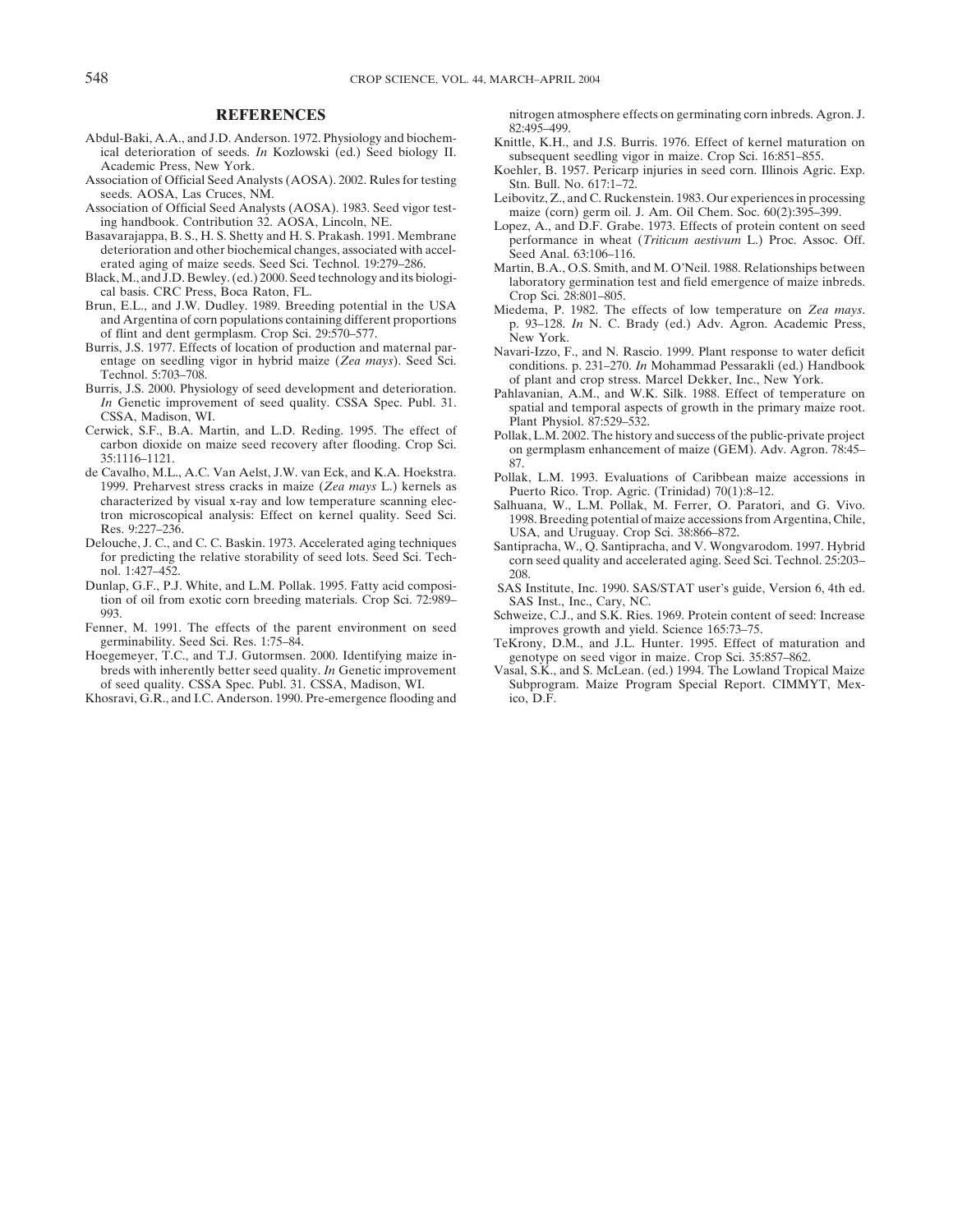## REFERENCES

Abdul-Baki, A.A., and J.D. Anderson. 1972. Physiology and biochemical deterioration of seeds. *In* Kozlowski (ed.) Seed biology II. Academic Press, New York.

Association of Official Seed Analysts (AOSA). 2002. Rules for testing seeds. AOSA, Las Cruces, NM.

Association of Official Seed Analysts (AOSA). 1983. Seed vigor testing handbook. Contribution 32. AOSA, Lincoln, NE.

Basavarajappa, B. S., H. S. Shetty and H. S. Prakash. 1991. Membrane deterioration and other biochemical changes, associated with accelerated aging of maize seeds. Seed Sci. Technol. 19:279–286.

Black, M., and J.D. Bewley. (ed.) 2000. Seed technology and its biological basis. CRC Press, Boca Raton, FL.

Brun, E.L., and J.W. Dudley. 1989. Breeding potential in the USA and Argentina of corn populations containing different proportions of flint and dent germplasm. Crop Sci. 29:570–577.

Burris, J.S. 1977. Effects of location of production and maternal parentage on seedling vigor in hybrid maize (*Zea mays*). Seed Sci. Technol. 5:703–708.

Burris, J.S. 2000. Physiology of seed development and deterioration. *In* Genetic improvement of seed quality. CSSA Spec. Publ. 31. CSSA, Madison, WI.

Cerwick, S.F., B.A. Martin, and L.D. Reding. 1995. The effect of carbon dioxide on maize seed recovery after flooding. Crop Sci. 35:1116–1121.

de Cavalho, M.L., A.C. Van Aelst, J.W. van Eck, and K.A. Hoekstra. 1999. Preharvest stress cracks in maize (*Zea mays* L.) kernels as characterized by visual x-ray and low temperature scanning electron microscopical analysis: Effect on kernel quality. Seed Sci. Res. 9:227–236.

Delouche, J. C., and C. C. Baskin. 1973. Accelerated aging techniques for predicting the relative storability of seed lots. Seed Sci. Technol. 1:427–452.

Dunlap, G.F., P.J. White, and L.M. Pollak. 1995. Fatty acid composition of oil from exotic corn breeding materials. Crop Sci. 72:989–993.

Fenner, M. 1991. The effects of the parent environment on seed germinability. Seed Sci. Res. 1:75–84.

Hoegemeyer, T.C., and T.J. Gutormsen. 2000. Identifying maize inbreds with inherently better seed quality. *In* Genetic improvement of seed quality. CSSA Spec. Publ. 31. CSSA, Madison, WI.

Khosravi, G.R., and I.C. Anderson. 1990. Pre-emergence flooding and nitrogen atmosphere effects on germinating corn inbreds. Agron. J. 82:495–499.

Knittle, K.H., and J.S. Burris. 1976. Effect of kernel maturation on subsequent seedling vigor in maize. Crop Sci. 16:851–855.

Koehler, B. 1957. Pericarp injuries in seed corn. Illinois Agric. Exp. Stn. Bull. No. 617:1–72.

Leibovitz, Z., and C. Ruckenstein. 1983. Our experiences in processing maize (corn) germ oil. J. Am. Oil Chem. Soc. 60(2):395–399.

Lopez, A., and D.F. Grabe. 1973. Effects of protein content on seed performance in wheat (*Triticum aestivum* L.) Proc. Assoc. Off. Seed Anal. 63:106–116.

Martin, B.A., O.S. Smith, and M. O'Neil. 1988. Relationships between laboratory germination test and field emergence of maize inbreds. Crop Sci. 28:801–805.

Miedema, P. 1982. The effects of low temperature on *Zea mays*. p. 93–128. *In* N. C. Brady (ed.) Adv. Agron. Academic Press, New York.

Navari-Izzo, F., and N. Rascio. 1999. Plant response to water deficit conditions. p. 231–270. *In* Mohammad Pessarakli (ed.) Handbook of plant and crop stress. Marcel Dekker, Inc., New York.

Pahlavanian, A.M., and W.K. Silk. 1988. Effect of temperature on spatial and temporal aspects of growth in the primary maize root. Plant Physiol. 87:529–532.

Pollak, L.M. 2002. The history and success of the public-private project on germplasm enhancement of maize (GEM). Adv. Agron. 78:45–87.

Pollak, L.M. 1993. Evaluations of Caribbean maize accessions in Puerto Rico. Trop. Agric. (Trinidad) 70(1):8–12.

Salhuana, W., L.M. Pollak, M. Ferrer, O. Paratori, and G. Vivo. 1998. Breeding potential of maize accessions from Argentina, Chile, USA, and Uruguay. Crop Sci. 38:866–872.

Santipracha, W., Q. Santipracha, and V. Wongvarodom. 1997. Hybrid corn seed quality and accelerated aging. Seed Sci. Technol. 25:203–208.

SAS Institute, Inc. 1990. SAS/STAT user's guide, Version 6, 4th ed. SAS Inst., Inc., Cary, NC.

Schweize, C.J., and S.K. Ries. 1969. Protein content of seed: Increase improves growth and yield. Science 165:73–75.

TeKrony, D.M., and J.L. Hunter. 1995. Effect of maturation and genotype on seed vigor in maize. Crop Sci. 35:857–862.

Vasal, S.K., and S. McLean. (ed.) 1994. The Lowland Tropical Maize Subprogram. Maize Program Special Report. CIMMYT, Mexico, D.F.